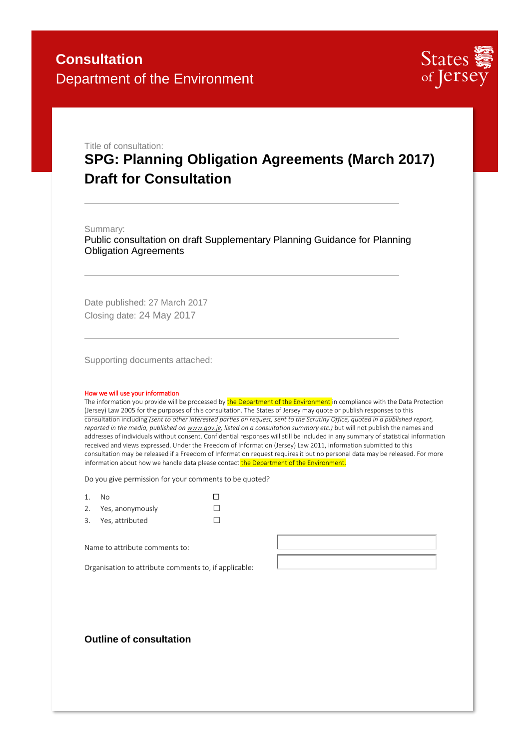# Consultation

Department of the Environment

States of Jersey

Title of consultation:

## SPG: Planning Obligation Agreements (March 2017) Draft for Consultation

Summary:

Public consultation on draft Supplementary Planning Guidance for Planning Obligation Agreements

Date published: 27 March 2017

Closing date: 24 May 2017

Supporting documents attached:

**How we will use your information**

The information you provide will be processed by the Department of the Environment in compliance with the Data Protection (Jersey) Law 2005 for the purposes of this consultation. The States of Jersey may quote or publish responses to this consultation including *(sent to other interested parties on request, sent to the Scrutiny Office, quoted in a published report, reported in the media, published on www.gov.je, listed on a consultation summary etc.)* but will not publish the names and addresses of individuals without consent. Confidential responses will still be included in any summary of statistical information received and views expressed. Under the Freedom of Information (Jersey) Law 2011, information submitted to this consultation may be released if a Freedom of Information request requires it but no personal data may be released. For more information about how we handle data please contact the Department of the Environment.

Do you give permission for your comments to be quoted?

1. No ☐
2. Yes, anonymously ☐
3. Yes, attributed ☐

Name to attribute comments to:

Organisation to attribute comments to, if applicable:

### Outline of consultation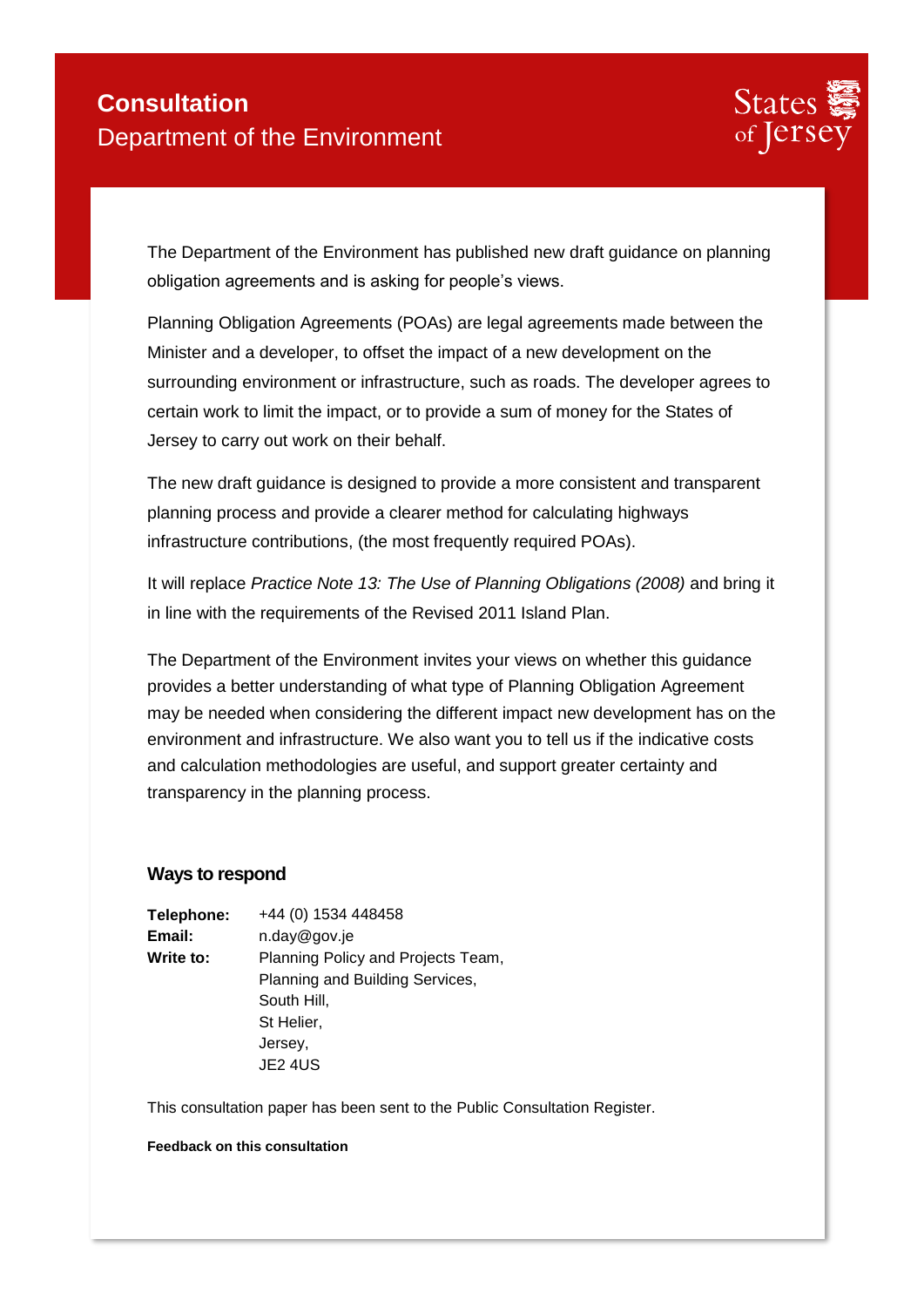# Consultation

## Department of the Environment

The Department of the Environment has published new draft guidance on planning obligation agreements and is asking for people's views.

Planning Obligation Agreements (POAs) are legal agreements made between the Minister and a developer, to offset the impact of a new development on the surrounding environment or infrastructure, such as roads. The developer agrees to certain work to limit the impact, or to provide a sum of money for the States of Jersey to carry out work on their behalf.

The new draft guidance is designed to provide a more consistent and transparent planning process and provide a clearer method for calculating highways infrastructure contributions, (the most frequently required POAs).

It will replace *Practice Note 13: The Use of Planning Obligations (2008)* and bring it in line with the requirements of the Revised 2011 Island Plan.

The Department of the Environment invites your views on whether this guidance provides a better understanding of what type of Planning Obligation Agreement may be needed when considering the different impact new development has on the environment and infrastructure. We also want you to tell us if the indicative costs and calculation methodologies are useful, and support greater certainty and transparency in the planning process.

### Ways to respond

**Telephone:** +44 (0) 1534 448458
**Email:** n.day@gov.je
**Write to:** Planning Policy and Projects Team,
Planning and Building Services,
South Hill,
St Helier,
Jersey,
JE2 4US

This consultation paper has been sent to the Public Consultation Register.

**Feedback on this consultation**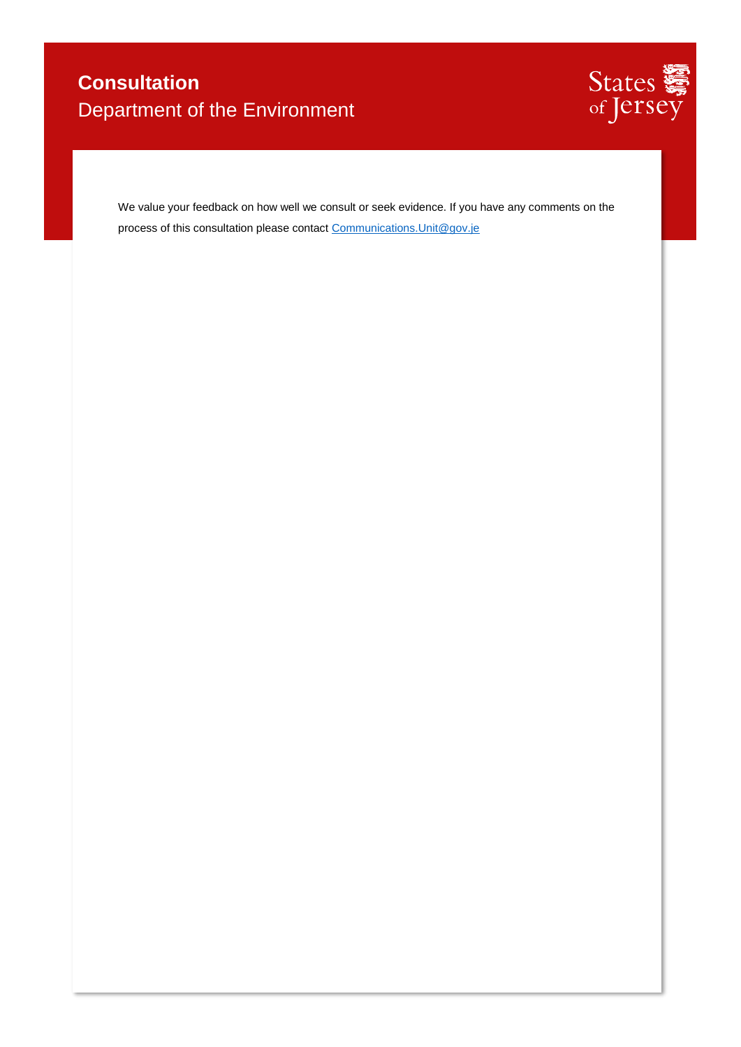**Consultation**
Department of the Environment

States of Jersey

We value your feedback on how well we consult or seek evidence. If you have any comments on the process of this consultation please contact Communications.Unit@gov.je